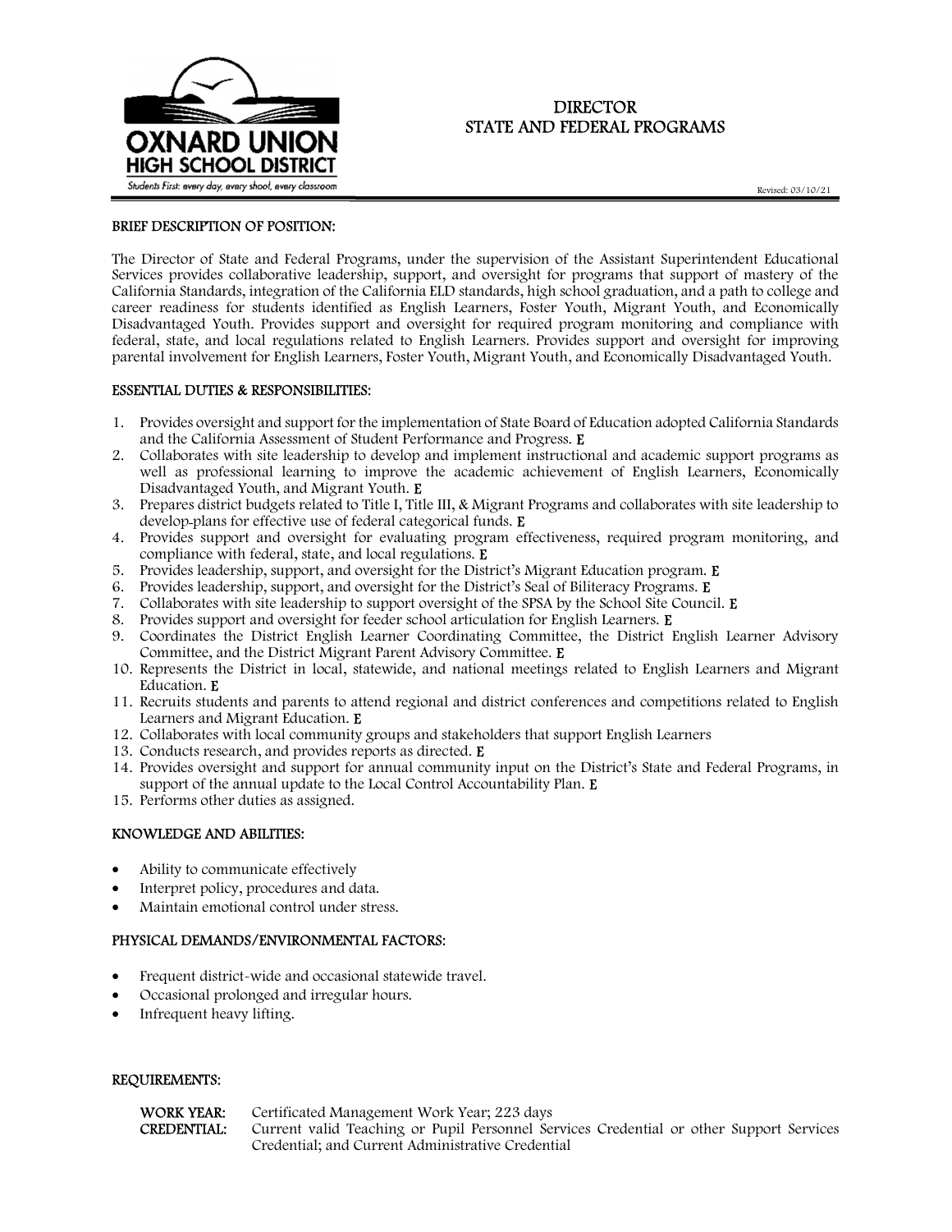OXNARD UNION HIGH SCHOOL DISTRICT

*Students First: every day, every shool, every classroom*

# DIRECTOR
# STATE AND FEDERAL PROGRAMS

Revised: 03/10/21

## BRIEF DESCRIPTION OF POSITION:

The Director of State and Federal Programs, under the supervision of the Assistant Superintendent Educational Services provides collaborative leadership, support, and oversight for programs that support of mastery of the California Standards, integration of the California ELD standards, high school graduation, and a path to college and career readiness for students identified as English Learners, Foster Youth, Migrant Youth, and Economically Disadvantaged Youth. Provides support and oversight for required program monitoring and compliance with federal, state, and local regulations related to English Learners. Provides support and oversight for improving parental involvement for English Learners, Foster Youth, Migrant Youth, and Economically Disadvantaged Youth.

## ESSENTIAL DUTIES & RESPONSIBILITIES:

1. Provides oversight and support for the implementation of State Board of Education adopted California Standards and the California Assessment of Student Performance and Progress. **E**
2. Collaborates with site leadership to develop and implement instructional and academic support programs as well as professional learning to improve the academic achievement of English Learners, Economically Disadvantaged Youth, and Migrant Youth. **E**
3. Prepares district budgets related to Title I, Title III, & Migrant Programs and collaborates with site leadership to develop plans for effective use of federal categorical funds. **E**
4. Provides support and oversight for evaluating program effectiveness, required program monitoring, and compliance with federal, state, and local regulations. **E**
5. Provides leadership, support, and oversight for the District's Migrant Education program. **E**
6. Provides leadership, support, and oversight for the District's Seal of Biliteracy Programs. **E**
7. Collaborates with site leadership to support oversight of the SPSA by the School Site Council. **E**
8. Provides support and oversight for feeder school articulation for English Learners. **E**
9. Coordinates the District English Learner Coordinating Committee, the District English Learner Advisory Committee, and the District Migrant Parent Advisory Committee. **E**
10. Represents the District in local, statewide, and national meetings related to English Learners and Migrant Education. **E**
11. Recruits students and parents to attend regional and district conferences and competitions related to English Learners and Migrant Education. **E**
12. Collaborates with local community groups and stakeholders that support English Learners
13. Conducts research, and provides reports as directed. **E**
14. Provides oversight and support for annual community input on the District's State and Federal Programs, in support of the annual update to the Local Control Accountability Plan. **E**
15. Performs other duties as assigned.

## KNOWLEDGE AND ABILITIES:

- Ability to communicate effectively
- Interpret policy, procedures and data.
- Maintain emotional control under stress.

## PHYSICAL DEMANDS/ENVIRONMENTAL FACTORS:

- Frequent district-wide and occasional statewide travel.
- Occasional prolonged and irregular hours.
- Infrequent heavy lifting.

## REQUIREMENTS:

**WORK YEAR:** Certificated Management Work Year; 223 days

**CREDENTIAL:** Current valid Teaching or Pupil Personnel Services Credential or other Support Services Credential; and Current Administrative Credential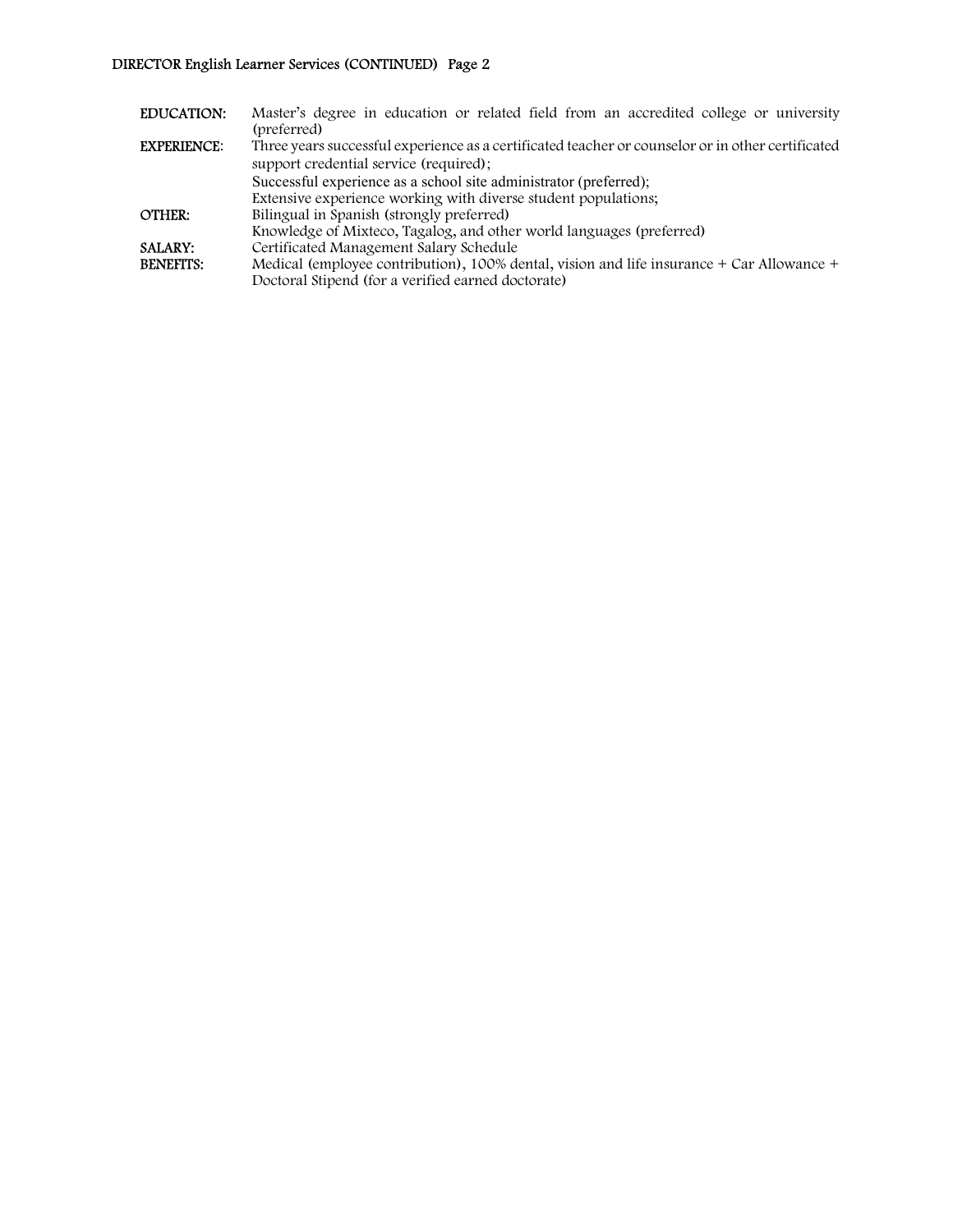| | |
|---|---|
| **EDUCATION:** | Master's degree in education or related field from an accredited college or university (preferred) |
| **EXPERIENCE:** | Three years successful experience as a certificated teacher or counselor or in other certificated support credential service (required); |
| | Successful experience as a school site administrator (preferred); |
| | Extensive experience working with diverse student populations; |
| **OTHER:** | Bilingual in Spanish (strongly preferred) |
| | Knowledge of Mixteco, Tagalog, and other world languages (preferred) |
| **SALARY:** | Certificated Management Salary Schedule |
| **BENEFITS:** | Medical (employee contribution), 100% dental, vision and life insurance + Car Allowance + Doctoral Stipend (for a verified earned doctorate) |